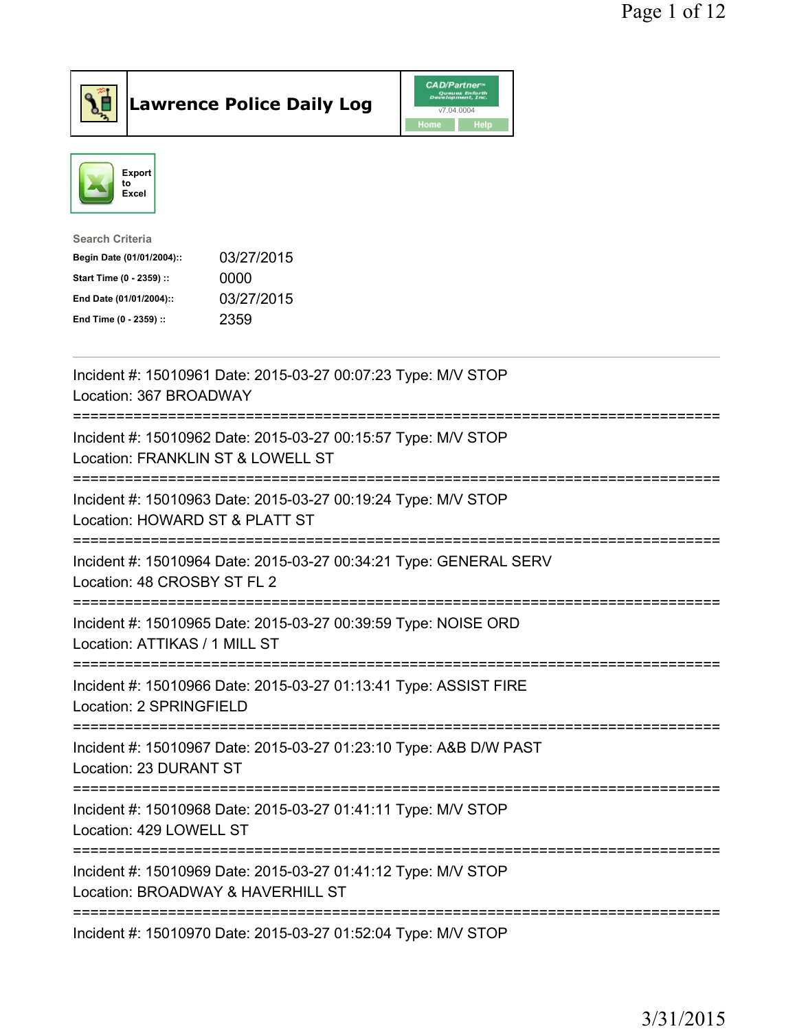# Lawrence Police Daily Log

Export to Excel

Search Criteria

| | |
|---|---|
| **Begin Date (01/01/2004)::** | 03/27/2015 |
| **Start Time (0 - 2359) ::** | 0000 |
| **End Date (01/01/2004)::** | 03/27/2015 |
| **End Time (0 - 2359) ::** | 2359 |

---

Incident #: 15010961 Date: 2015-03-27 00:07:23 Type: M/V STOP
Location: 367 BROADWAY

===========================================================================

Incident #: 15010962 Date: 2015-03-27 00:15:57 Type: M/V STOP
Location: FRANKLIN ST & LOWELL ST

===========================================================================

Incident #: 15010963 Date: 2015-03-27 00:19:24 Type: M/V STOP
Location: HOWARD ST & PLATT ST

===========================================================================

Incident #: 15010964 Date: 2015-03-27 00:34:21 Type: GENERAL SERV
Location: 48 CROSBY ST FL 2

===========================================================================

Incident #: 15010965 Date: 2015-03-27 00:39:59 Type: NOISE ORD
Location: ATTIKAS / 1 MILL ST

===========================================================================

Incident #: 15010966 Date: 2015-03-27 01:13:41 Type: ASSIST FIRE
Location: 2 SPRINGFIELD

===========================================================================

Incident #: 15010967 Date: 2015-03-27 01:23:10 Type: A&B D/W PAST
Location: 23 DURANT ST

===========================================================================

Incident #: 15010968 Date: 2015-03-27 01:41:11 Type: M/V STOP
Location: 429 LOWELL ST

===========================================================================

Incident #: 15010969 Date: 2015-03-27 01:41:12 Type: M/V STOP
Location: BROADWAY & HAVERHILL ST

===========================================================================

Incident #: 15010970 Date: 2015-03-27 01:52:04 Type: M/V STOP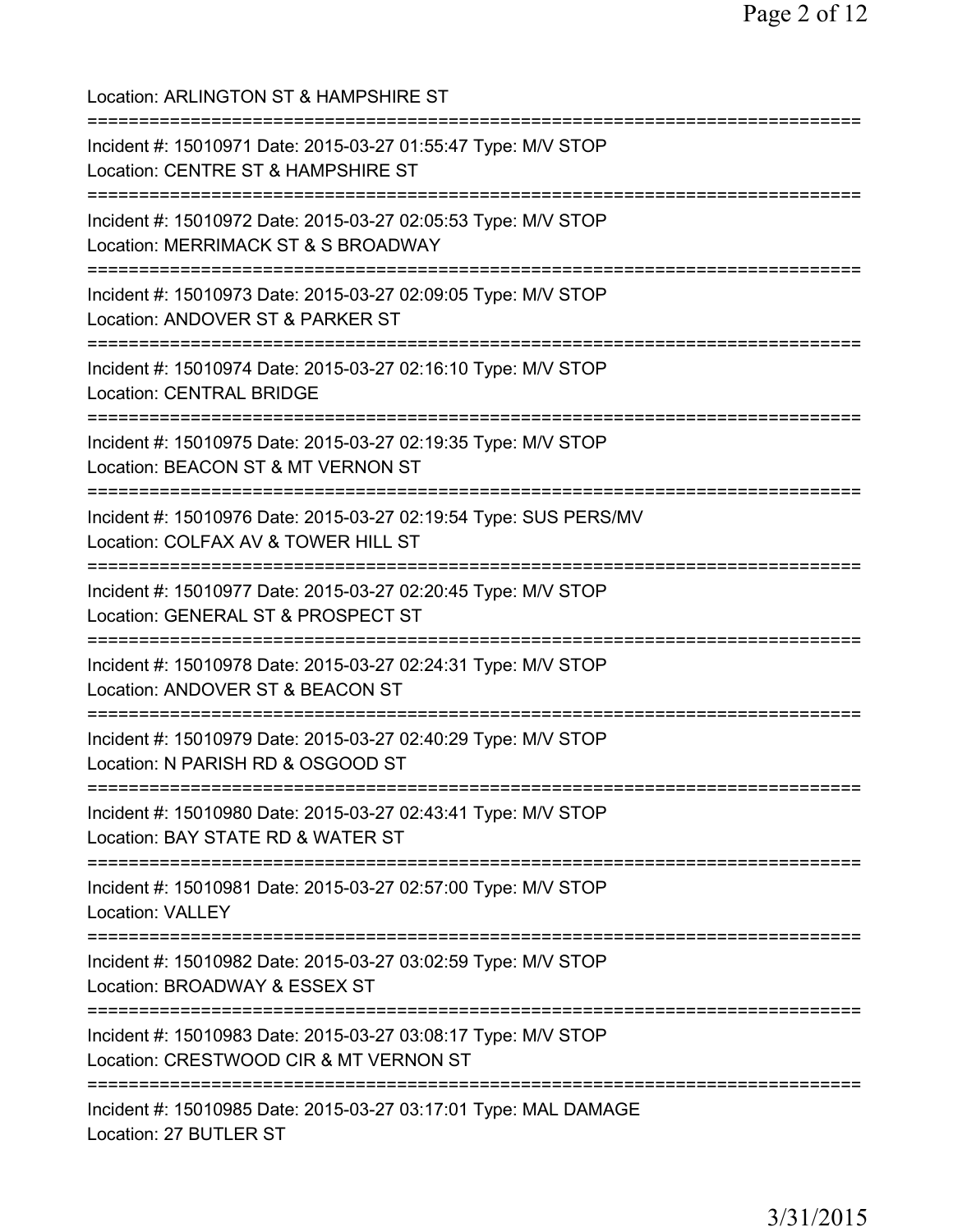Location: ARLINGTON ST & HAMPSHIRE ST

===========================================================================

Incident #: 15010971 Date: 2015-03-27 01:55:47 Type: M/V STOP
Location: CENTRE ST & HAMPSHIRE ST

===========================================================================

Incident #: 15010972 Date: 2015-03-27 02:05:53 Type: M/V STOP
Location: MERRIMACK ST & S BROADWAY

===========================================================================

Incident #: 15010973 Date: 2015-03-27 02:09:05 Type: M/V STOP
Location: ANDOVER ST & PARKER ST

===========================================================================

Incident #: 15010974 Date: 2015-03-27 02:16:10 Type: M/V STOP
Location: CENTRAL BRIDGE

===========================================================================

Incident #: 15010975 Date: 2015-03-27 02:19:35 Type: M/V STOP
Location: BEACON ST & MT VERNON ST

===========================================================================

Incident #: 15010976 Date: 2015-03-27 02:19:54 Type: SUS PERS/MV
Location: COLFAX AV & TOWER HILL ST

===========================================================================

Incident #: 15010977 Date: 2015-03-27 02:20:45 Type: M/V STOP
Location: GENERAL ST & PROSPECT ST

===========================================================================

Incident #: 15010978 Date: 2015-03-27 02:24:31 Type: M/V STOP
Location: ANDOVER ST & BEACON ST

===========================================================================

Incident #: 15010979 Date: 2015-03-27 02:40:29 Type: M/V STOP
Location: N PARISH RD & OSGOOD ST

===========================================================================

Incident #: 15010980 Date: 2015-03-27 02:43:41 Type: M/V STOP
Location: BAY STATE RD & WATER ST

===========================================================================

Incident #: 15010981 Date: 2015-03-27 02:57:00 Type: M/V STOP
Location: VALLEY

===========================================================================

Incident #: 15010982 Date: 2015-03-27 03:02:59 Type: M/V STOP
Location: BROADWAY & ESSEX ST

===========================================================================

Incident #: 15010983 Date: 2015-03-27 03:08:17 Type: M/V STOP
Location: CRESTWOOD CIR & MT VERNON ST

===========================================================================

Incident #: 15010985 Date: 2015-03-27 03:17:01 Type: MAL DAMAGE
Location: 27 BUTLER ST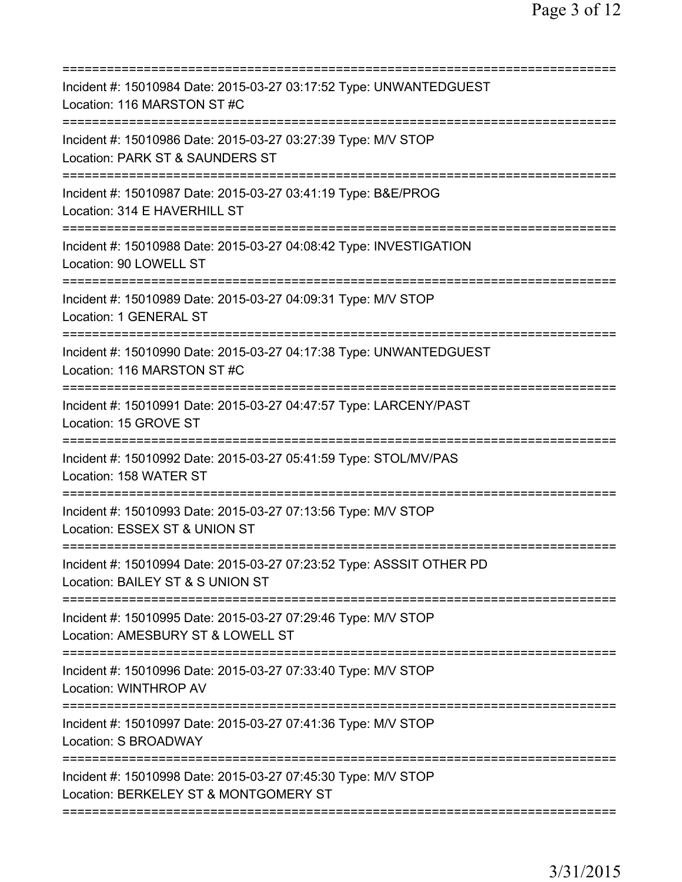==============================================================================
Incident #: 15010984 Date: 2015-03-27 03:17:52 Type: UNWANTEDGUEST
Location: 116 MARSTON ST #C
==============================================================================
Incident #: 15010986 Date: 2015-03-27 03:27:39 Type: M/V STOP
Location: PARK ST & SAUNDERS ST
==============================================================================
Incident #: 15010987 Date: 2015-03-27 03:41:19 Type: B&E/PROG
Location: 314 E HAVERHILL ST
==============================================================================
Incident #: 15010988 Date: 2015-03-27 04:08:42 Type: INVESTIGATION
Location: 90 LOWELL ST
==============================================================================
Incident #: 15010989 Date: 2015-03-27 04:09:31 Type: M/V STOP
Location: 1 GENERAL ST
==============================================================================
Incident #: 15010990 Date: 2015-03-27 04:17:38 Type: UNWANTEDGUEST
Location: 116 MARSTON ST #C
==============================================================================
Incident #: 15010991 Date: 2015-03-27 04:47:57 Type: LARCENY/PAST
Location: 15 GROVE ST
==============================================================================
Incident #: 15010992 Date: 2015-03-27 05:41:59 Type: STOL/MV/PAS
Location: 158 WATER ST
==============================================================================
Incident #: 15010993 Date: 2015-03-27 07:13:56 Type: M/V STOP
Location: ESSEX ST & UNION ST
==============================================================================
Incident #: 15010994 Date: 2015-03-27 07:23:52 Type: ASSSIT OTHER PD
Location: BAILEY ST & S UNION ST
==============================================================================
Incident #: 15010995 Date: 2015-03-27 07:29:46 Type: M/V STOP
Location: AMESBURY ST & LOWELL ST
==============================================================================
Incident #: 15010996 Date: 2015-03-27 07:33:40 Type: M/V STOP
Location: WINTHROP AV
==============================================================================
Incident #: 15010997 Date: 2015-03-27 07:41:36 Type: M/V STOP
Location: S BROADWAY
==============================================================================
Incident #: 15010998 Date: 2015-03-27 07:45:30 Type: M/V STOP
Location: BERKELEY ST & MONTGOMERY ST
==============================================================================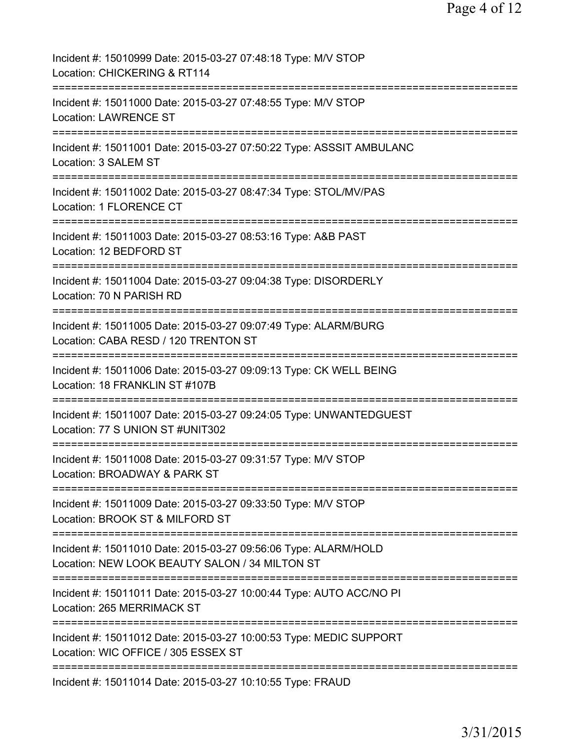Incident #: 15010999 Date: 2015-03-27 07:48:18 Type: M/V STOP
Location: CHICKERING & RT114

===========================================================================

Incident #: 15011000 Date: 2015-03-27 07:48:55 Type: M/V STOP
Location: LAWRENCE ST

===========================================================================

Incident #: 15011001 Date: 2015-03-27 07:50:22 Type: ASSSIT AMBULANC
Location: 3 SALEM ST

===========================================================================

Incident #: 15011002 Date: 2015-03-27 08:47:34 Type: STOL/MV/PAS
Location: 1 FLORENCE CT

===========================================================================

Incident #: 15011003 Date: 2015-03-27 08:53:16 Type: A&B PAST
Location: 12 BEDFORD ST

===========================================================================

Incident #: 15011004 Date: 2015-03-27 09:04:38 Type: DISORDERLY
Location: 70 N PARISH RD

===========================================================================

Incident #: 15011005 Date: 2015-03-27 09:07:49 Type: ALARM/BURG
Location: CABA RESD / 120 TRENTON ST

===========================================================================

Incident #: 15011006 Date: 2015-03-27 09:09:13 Type: CK WELL BEING
Location: 18 FRANKLIN ST #107B

===========================================================================

Incident #: 15011007 Date: 2015-03-27 09:24:05 Type: UNWANTEDGUEST
Location: 77 S UNION ST #UNIT302

===========================================================================

Incident #: 15011008 Date: 2015-03-27 09:31:57 Type: M/V STOP
Location: BROADWAY & PARK ST

===========================================================================

Incident #: 15011009 Date: 2015-03-27 09:33:50 Type: M/V STOP
Location: BROOK ST & MILFORD ST

===========================================================================

Incident #: 15011010 Date: 2015-03-27 09:56:06 Type: ALARM/HOLD
Location: NEW LOOK BEAUTY SALON / 34 MILTON ST

===========================================================================

Incident #: 15011011 Date: 2015-03-27 10:00:44 Type: AUTO ACC/NO PI
Location: 265 MERRIMACK ST

===========================================================================

Incident #: 15011012 Date: 2015-03-27 10:00:53 Type: MEDIC SUPPORT
Location: WIC OFFICE / 305 ESSEX ST

===========================================================================

Incident #: 15011014 Date: 2015-03-27 10:10:55 Type: FRAUD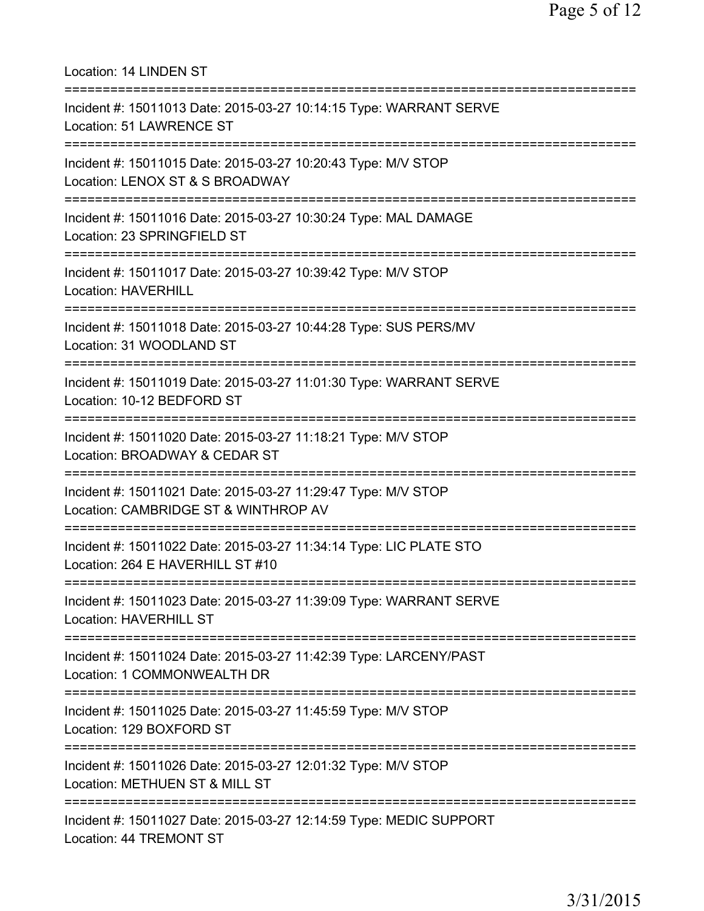Location: 14 LINDEN ST

===========================================================================

Incident #: 15011013 Date: 2015-03-27 10:14:15 Type: WARRANT SERVE
Location: 51 LAWRENCE ST

===========================================================================

Incident #: 15011015 Date: 2015-03-27 10:20:43 Type: M/V STOP
Location: LENOX ST & S BROADWAY

===========================================================================

Incident #: 15011016 Date: 2015-03-27 10:30:24 Type: MAL DAMAGE
Location: 23 SPRINGFIELD ST

===========================================================================

Incident #: 15011017 Date: 2015-03-27 10:39:42 Type: M/V STOP
Location: HAVERHILL

===========================================================================

Incident #: 15011018 Date: 2015-03-27 10:44:28 Type: SUS PERS/MV
Location: 31 WOODLAND ST

===========================================================================

Incident #: 15011019 Date: 2015-03-27 11:01:30 Type: WARRANT SERVE
Location: 10-12 BEDFORD ST

===========================================================================

Incident #: 15011020 Date: 2015-03-27 11:18:21 Type: M/V STOP
Location: BROADWAY & CEDAR ST

===========================================================================

Incident #: 15011021 Date: 2015-03-27 11:29:47 Type: M/V STOP
Location: CAMBRIDGE ST & WINTHROP AV

===========================================================================

Incident #: 15011022 Date: 2015-03-27 11:34:14 Type: LIC PLATE STO
Location: 264 E HAVERHILL ST #10

===========================================================================

Incident #: 15011023 Date: 2015-03-27 11:39:09 Type: WARRANT SERVE
Location: HAVERHILL ST

===========================================================================

Incident #: 15011024 Date: 2015-03-27 11:42:39 Type: LARCENY/PAST
Location: 1 COMMONWEALTH DR

===========================================================================

Incident #: 15011025 Date: 2015-03-27 11:45:59 Type: M/V STOP
Location: 129 BOXFORD ST

===========================================================================

Incident #: 15011026 Date: 2015-03-27 12:01:32 Type: M/V STOP
Location: METHUEN ST & MILL ST

===========================================================================

Incident #: 15011027 Date: 2015-03-27 12:14:59 Type: MEDIC SUPPORT
Location: 44 TREMONT ST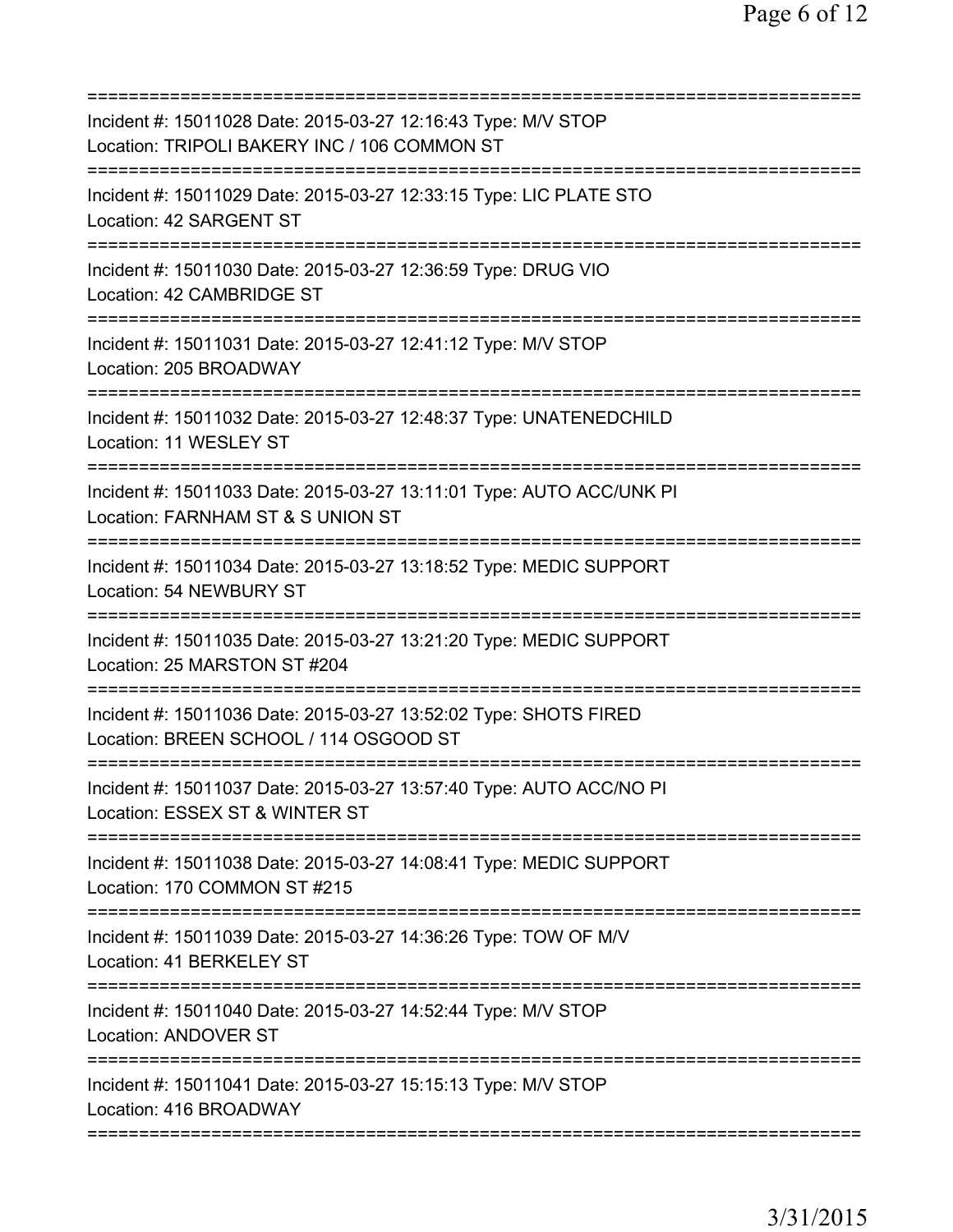===========================================================================

Incident #: 15011028 Date: 2015-03-27 12:16:43 Type: M/V STOP
Location: TRIPOLI BAKERY INC / 106 COMMON ST

===========================================================================

Incident #: 15011029 Date: 2015-03-27 12:33:15 Type: LIC PLATE STO
Location: 42 SARGENT ST

===========================================================================

Incident #: 15011030 Date: 2015-03-27 12:36:59 Type: DRUG VIO
Location: 42 CAMBRIDGE ST

===========================================================================

Incident #: 15011031 Date: 2015-03-27 12:41:12 Type: M/V STOP
Location: 205 BROADWAY

===========================================================================

Incident #: 15011032 Date: 2015-03-27 12:48:37 Type: UNATENEDCHILD
Location: 11 WESLEY ST

===========================================================================

Incident #: 15011033 Date: 2015-03-27 13:11:01 Type: AUTO ACC/UNK PI
Location: FARNHAM ST & S UNION ST

===========================================================================

Incident #: 15011034 Date: 2015-03-27 13:18:52 Type: MEDIC SUPPORT
Location: 54 NEWBURY ST

===========================================================================

Incident #: 15011035 Date: 2015-03-27 13:21:20 Type: MEDIC SUPPORT
Location: 25 MARSTON ST #204

===========================================================================

Incident #: 15011036 Date: 2015-03-27 13:52:02 Type: SHOTS FIRED
Location: BREEN SCHOOL / 114 OSGOOD ST

===========================================================================

Incident #: 15011037 Date: 2015-03-27 13:57:40 Type: AUTO ACC/NO PI
Location: ESSEX ST & WINTER ST

===========================================================================

Incident #: 15011038 Date: 2015-03-27 14:08:41 Type: MEDIC SUPPORT
Location: 170 COMMON ST #215

===========================================================================

Incident #: 15011039 Date: 2015-03-27 14:36:26 Type: TOW OF M/V
Location: 41 BERKELEY ST

===========================================================================

Incident #: 15011040 Date: 2015-03-27 14:52:44 Type: M/V STOP
Location: ANDOVER ST

===========================================================================

Incident #: 15011041 Date: 2015-03-27 15:15:13 Type: M/V STOP
Location: 416 BROADWAY

===========================================================================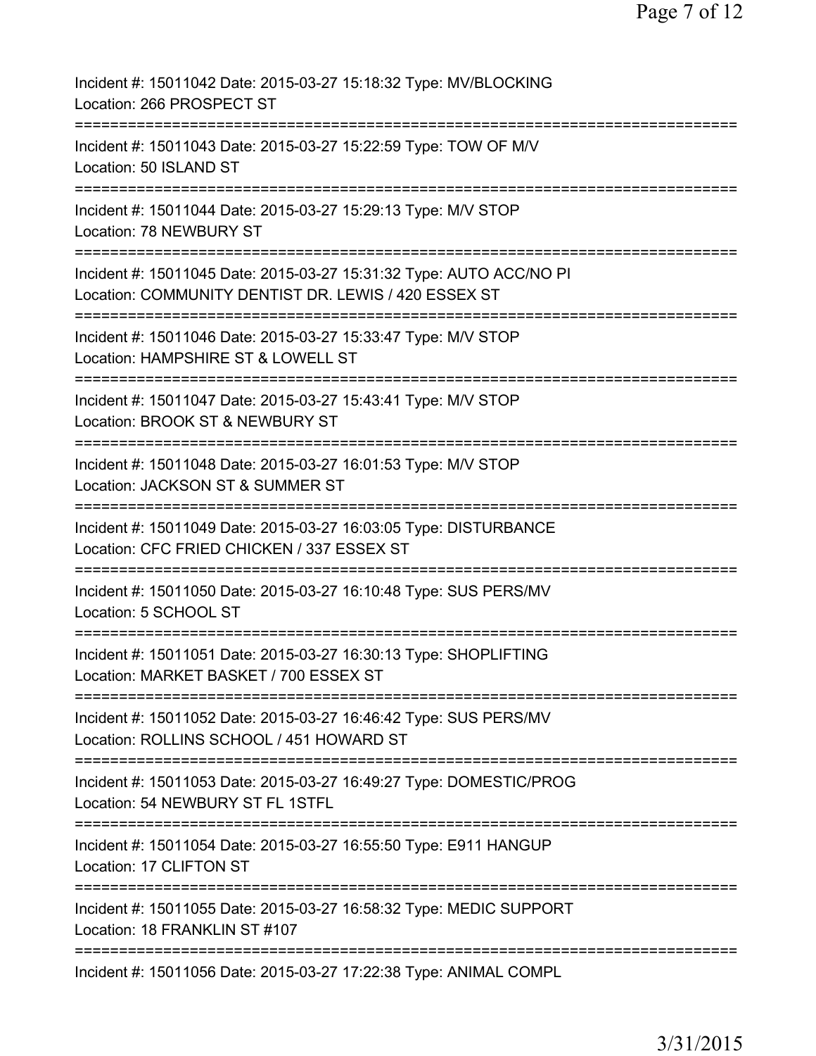Incident #: 15011042 Date: 2015-03-27 15:18:32 Type: MV/BLOCKING
Location: 266 PROSPECT ST

===========================================================================

Incident #: 15011043 Date: 2015-03-27 15:22:59 Type: TOW OF M/V
Location: 50 ISLAND ST

===========================================================================

Incident #: 15011044 Date: 2015-03-27 15:29:13 Type: M/V STOP
Location: 78 NEWBURY ST

===========================================================================

Incident #: 15011045 Date: 2015-03-27 15:31:32 Type: AUTO ACC/NO PI
Location: COMMUNITY DENTIST DR. LEWIS / 420 ESSEX ST

===========================================================================

Incident #: 15011046 Date: 2015-03-27 15:33:47 Type: M/V STOP
Location: HAMPSHIRE ST & LOWELL ST

===========================================================================

Incident #: 15011047 Date: 2015-03-27 15:43:41 Type: M/V STOP
Location: BROOK ST & NEWBURY ST

===========================================================================

Incident #: 15011048 Date: 2015-03-27 16:01:53 Type: M/V STOP
Location: JACKSON ST & SUMMER ST

===========================================================================

Incident #: 15011049 Date: 2015-03-27 16:03:05 Type: DISTURBANCE
Location: CFC FRIED CHICKEN / 337 ESSEX ST

===========================================================================

Incident #: 15011050 Date: 2015-03-27 16:10:48 Type: SUS PERS/MV
Location: 5 SCHOOL ST

===========================================================================

Incident #: 15011051 Date: 2015-03-27 16:30:13 Type: SHOPLIFTING
Location: MARKET BASKET / 700 ESSEX ST

===========================================================================

Incident #: 15011052 Date: 2015-03-27 16:46:42 Type: SUS PERS/MV
Location: ROLLINS SCHOOL / 451 HOWARD ST

===========================================================================

Incident #: 15011053 Date: 2015-03-27 16:49:27 Type: DOMESTIC/PROG
Location: 54 NEWBURY ST FL 1STFL

===========================================================================

Incident #: 15011054 Date: 2015-03-27 16:55:50 Type: E911 HANGUP
Location: 17 CLIFTON ST

===========================================================================

Incident #: 15011055 Date: 2015-03-27 16:58:32 Type: MEDIC SUPPORT
Location: 18 FRANKLIN ST #107

===========================================================================

Incident #: 15011056 Date: 2015-03-27 17:22:38 Type: ANIMAL COMPL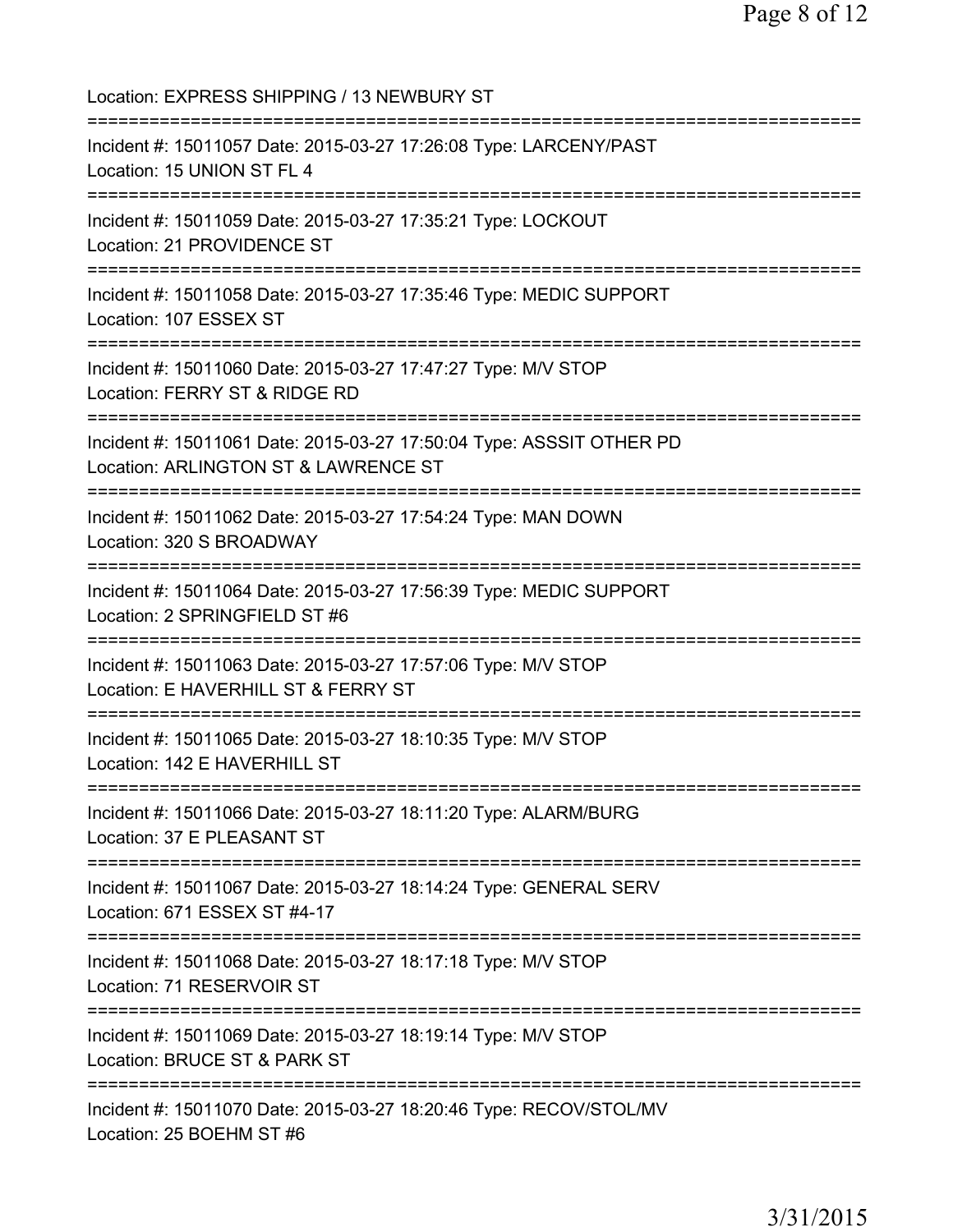Location: EXPRESS SHIPPING / 13 NEWBURY ST

===========================================================================

Incident #: 15011057 Date: 2015-03-27 17:26:08 Type: LARCENY/PAST
Location: 15 UNION ST FL 4

===========================================================================

Incident #: 15011059 Date: 2015-03-27 17:35:21 Type: LOCKOUT
Location: 21 PROVIDENCE ST

===========================================================================

Incident #: 15011058 Date: 2015-03-27 17:35:46 Type: MEDIC SUPPORT
Location: 107 ESSEX ST

===========================================================================

Incident #: 15011060 Date: 2015-03-27 17:47:27 Type: M/V STOP
Location: FERRY ST & RIDGE RD

===========================================================================

Incident #: 15011061 Date: 2015-03-27 17:50:04 Type: ASSSIT OTHER PD
Location: ARLINGTON ST & LAWRENCE ST

===========================================================================

Incident #: 15011062 Date: 2015-03-27 17:54:24 Type: MAN DOWN
Location: 320 S BROADWAY

===========================================================================

Incident #: 15011064 Date: 2015-03-27 17:56:39 Type: MEDIC SUPPORT
Location: 2 SPRINGFIELD ST #6

===========================================================================

Incident #: 15011063 Date: 2015-03-27 17:57:06 Type: M/V STOP
Location: E HAVERHILL ST & FERRY ST

===========================================================================

Incident #: 15011065 Date: 2015-03-27 18:10:35 Type: M/V STOP
Location: 142 E HAVERHILL ST

===========================================================================

Incident #: 15011066 Date: 2015-03-27 18:11:20 Type: ALARM/BURG
Location: 37 E PLEASANT ST

===========================================================================

Incident #: 15011067 Date: 2015-03-27 18:14:24 Type: GENERAL SERV
Location: 671 ESSEX ST #4-17

===========================================================================

Incident #: 15011068 Date: 2015-03-27 18:17:18 Type: M/V STOP
Location: 71 RESERVOIR ST

===========================================================================

Incident #: 15011069 Date: 2015-03-27 18:19:14 Type: M/V STOP
Location: BRUCE ST & PARK ST

===========================================================================

Incident #: 15011070 Date: 2015-03-27 18:20:46 Type: RECOV/STOL/MV
Location: 25 BOEHM ST #6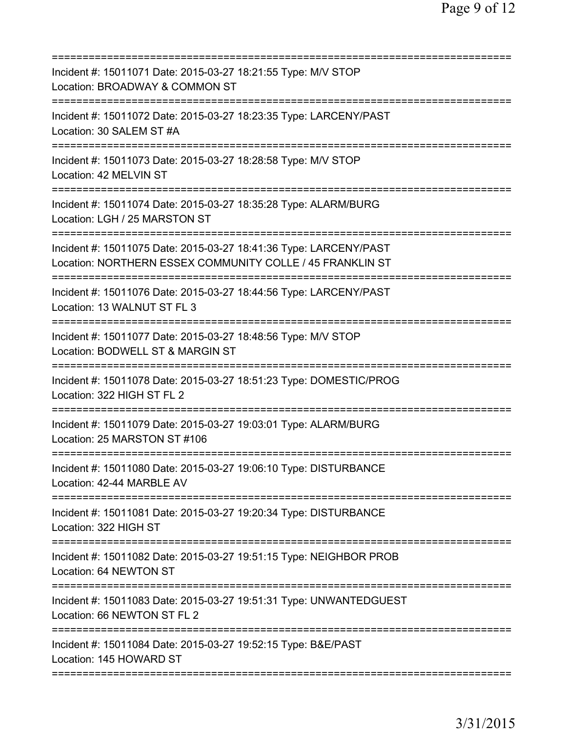===========================================================================
Incident #: 15011071 Date: 2015-03-27 18:21:55 Type: M/V STOP
Location: BROADWAY & COMMON ST
===========================================================================
Incident #: 15011072 Date: 2015-03-27 18:23:35 Type: LARCENY/PAST
Location: 30 SALEM ST #A
===========================================================================
Incident #: 15011073 Date: 2015-03-27 18:28:58 Type: M/V STOP
Location: 42 MELVIN ST
===========================================================================
Incident #: 15011074 Date: 2015-03-27 18:35:28 Type: ALARM/BURG
Location: LGH / 25 MARSTON ST
===========================================================================
Incident #: 15011075 Date: 2015-03-27 18:41:36 Type: LARCENY/PAST
Location: NORTHERN ESSEX COMMUNITY COLLE / 45 FRANKLIN ST
===========================================================================
Incident #: 15011076 Date: 2015-03-27 18:44:56 Type: LARCENY/PAST
Location: 13 WALNUT ST FL 3
===========================================================================
Incident #: 15011077 Date: 2015-03-27 18:48:56 Type: M/V STOP
Location: BODWELL ST & MARGIN ST
===========================================================================
Incident #: 15011078 Date: 2015-03-27 18:51:23 Type: DOMESTIC/PROG
Location: 322 HIGH ST FL 2
===========================================================================
Incident #: 15011079 Date: 2015-03-27 19:03:01 Type: ALARM/BURG
Location: 25 MARSTON ST #106
===========================================================================
Incident #: 15011080 Date: 2015-03-27 19:06:10 Type: DISTURBANCE
Location: 42-44 MARBLE AV
===========================================================================
Incident #: 15011081 Date: 2015-03-27 19:20:34 Type: DISTURBANCE
Location: 322 HIGH ST
===========================================================================
Incident #: 15011082 Date: 2015-03-27 19:51:15 Type: NEIGHBOR PROB
Location: 64 NEWTON ST
===========================================================================
Incident #: 15011083 Date: 2015-03-27 19:51:31 Type: UNWANTEDGUEST
Location: 66 NEWTON ST FL 2
===========================================================================
Incident #: 15011084 Date: 2015-03-27 19:52:15 Type: B&E/PAST
Location: 145 HOWARD ST
===========================================================================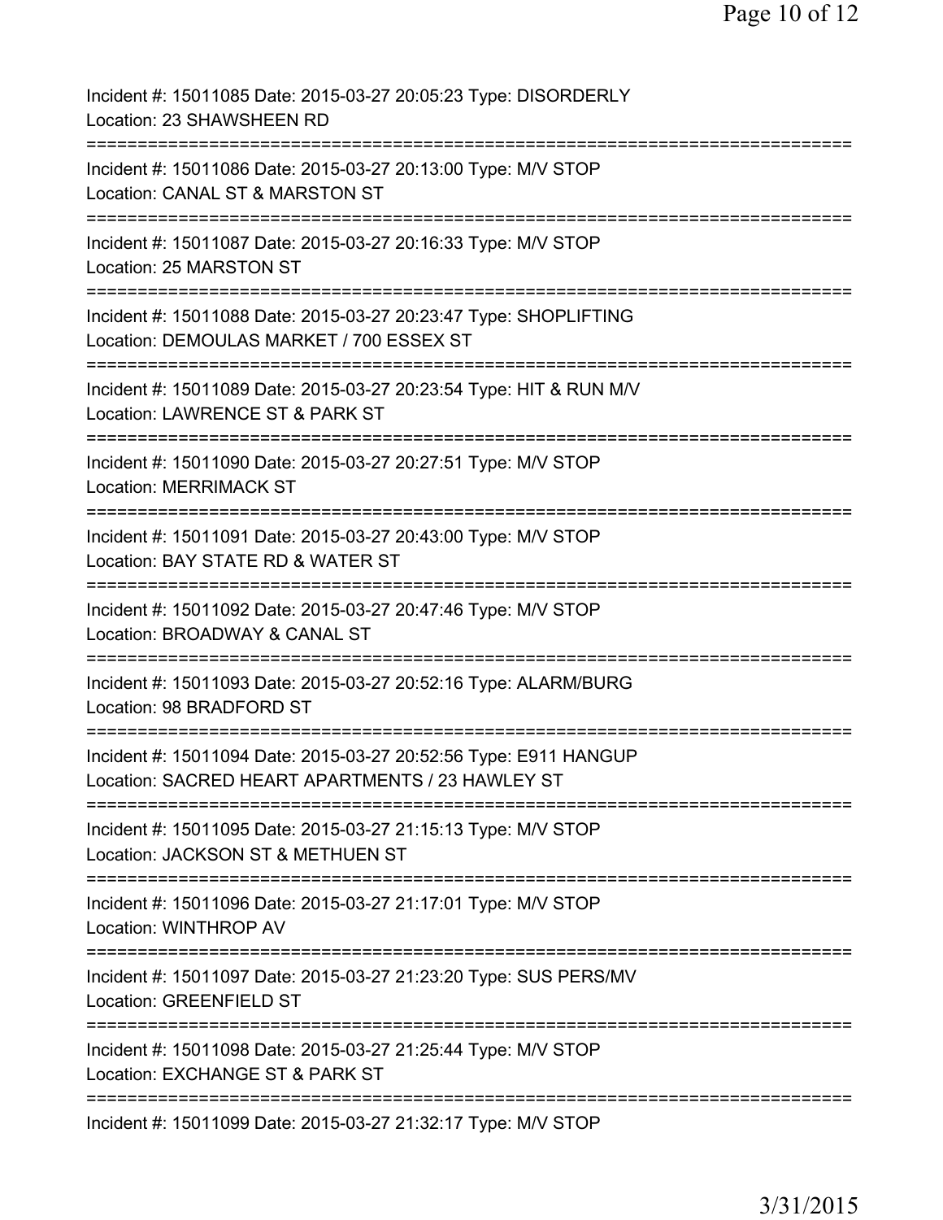Incident #: 15011085 Date: 2015-03-27 20:05:23 Type: DISORDERLY
Location: 23 SHAWSHEEN RD
===========================================================================
Incident #: 15011086 Date: 2015-03-27 20:13:00 Type: M/V STOP
Location: CANAL ST & MARSTON ST
===========================================================================
Incident #: 15011087 Date: 2015-03-27 20:16:33 Type: M/V STOP
Location: 25 MARSTON ST
===========================================================================
Incident #: 15011088 Date: 2015-03-27 20:23:47 Type: SHOPLIFTING
Location: DEMOULAS MARKET / 700 ESSEX ST
===========================================================================
Incident #: 15011089 Date: 2015-03-27 20:23:54 Type: HIT & RUN M/V
Location: LAWRENCE ST & PARK ST
===========================================================================
Incident #: 15011090 Date: 2015-03-27 20:27:51 Type: M/V STOP
Location: MERRIMACK ST
===========================================================================
Incident #: 15011091 Date: 2015-03-27 20:43:00 Type: M/V STOP
Location: BAY STATE RD & WATER ST
===========================================================================
Incident #: 15011092 Date: 2015-03-27 20:47:46 Type: M/V STOP
Location: BROADWAY & CANAL ST
===========================================================================
Incident #: 15011093 Date: 2015-03-27 20:52:16 Type: ALARM/BURG
Location: 98 BRADFORD ST
===========================================================================
Incident #: 15011094 Date: 2015-03-27 20:52:56 Type: E911 HANGUP
Location: SACRED HEART APARTMENTS / 23 HAWLEY ST
===========================================================================
Incident #: 15011095 Date: 2015-03-27 21:15:13 Type: M/V STOP
Location: JACKSON ST & METHUEN ST
===========================================================================
Incident #: 15011096 Date: 2015-03-27 21:17:01 Type: M/V STOP
Location: WINTHROP AV
===========================================================================
Incident #: 15011097 Date: 2015-03-27 21:23:20 Type: SUS PERS/MV
Location: GREENFIELD ST
===========================================================================
Incident #: 15011098 Date: 2015-03-27 21:25:44 Type: M/V STOP
Location: EXCHANGE ST & PARK ST
===========================================================================
Incident #: 15011099 Date: 2015-03-27 21:32:17 Type: M/V STOP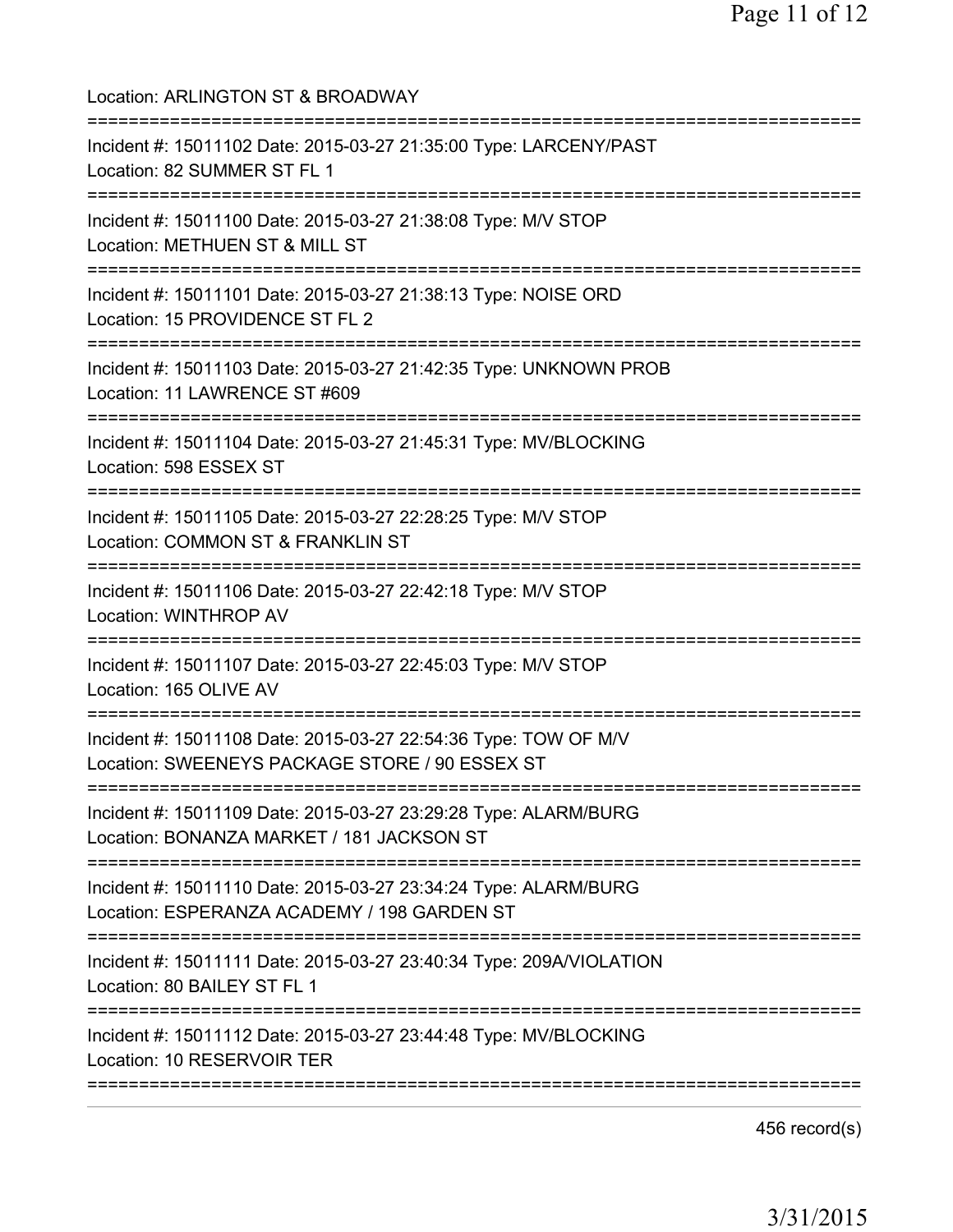Location: ARLINGTON ST & BROADWAY

===========================================================================

Incident #: 15011102 Date: 2015-03-27 21:35:00 Type: LARCENY/PAST
Location: 82 SUMMER ST FL 1

===========================================================================

Incident #: 15011100 Date: 2015-03-27 21:38:08 Type: M/V STOP
Location: METHUEN ST & MILL ST

===========================================================================

Incident #: 15011101 Date: 2015-03-27 21:38:13 Type: NOISE ORD
Location: 15 PROVIDENCE ST FL 2

===========================================================================

Incident #: 15011103 Date: 2015-03-27 21:42:35 Type: UNKNOWN PROB
Location: 11 LAWRENCE ST #609

===========================================================================

Incident #: 15011104 Date: 2015-03-27 21:45:31 Type: MV/BLOCKING
Location: 598 ESSEX ST

===========================================================================

Incident #: 15011105 Date: 2015-03-27 22:28:25 Type: M/V STOP
Location: COMMON ST & FRANKLIN ST

===========================================================================

Incident #: 15011106 Date: 2015-03-27 22:42:18 Type: M/V STOP
Location: WINTHROP AV

===========================================================================

Incident #: 15011107 Date: 2015-03-27 22:45:03 Type: M/V STOP
Location: 165 OLIVE AV

===========================================================================

Incident #: 15011108 Date: 2015-03-27 22:54:36 Type: TOW OF M/V
Location: SWEENEYS PACKAGE STORE / 90 ESSEX ST

===========================================================================

Incident #: 15011109 Date: 2015-03-27 23:29:28 Type: ALARM/BURG
Location: BONANZA MARKET / 181 JACKSON ST

===========================================================================

Incident #: 15011110 Date: 2015-03-27 23:34:24 Type: ALARM/BURG
Location: ESPERANZA ACADEMY / 198 GARDEN ST

===========================================================================

Incident #: 15011111 Date: 2015-03-27 23:40:34 Type: 209A/VIOLATION
Location: 80 BAILEY ST FL 1

===========================================================================

Incident #: 15011112 Date: 2015-03-27 23:44:48 Type: MV/BLOCKING
Location: 10 RESERVOIR TER

===========================================================================

456 record(s)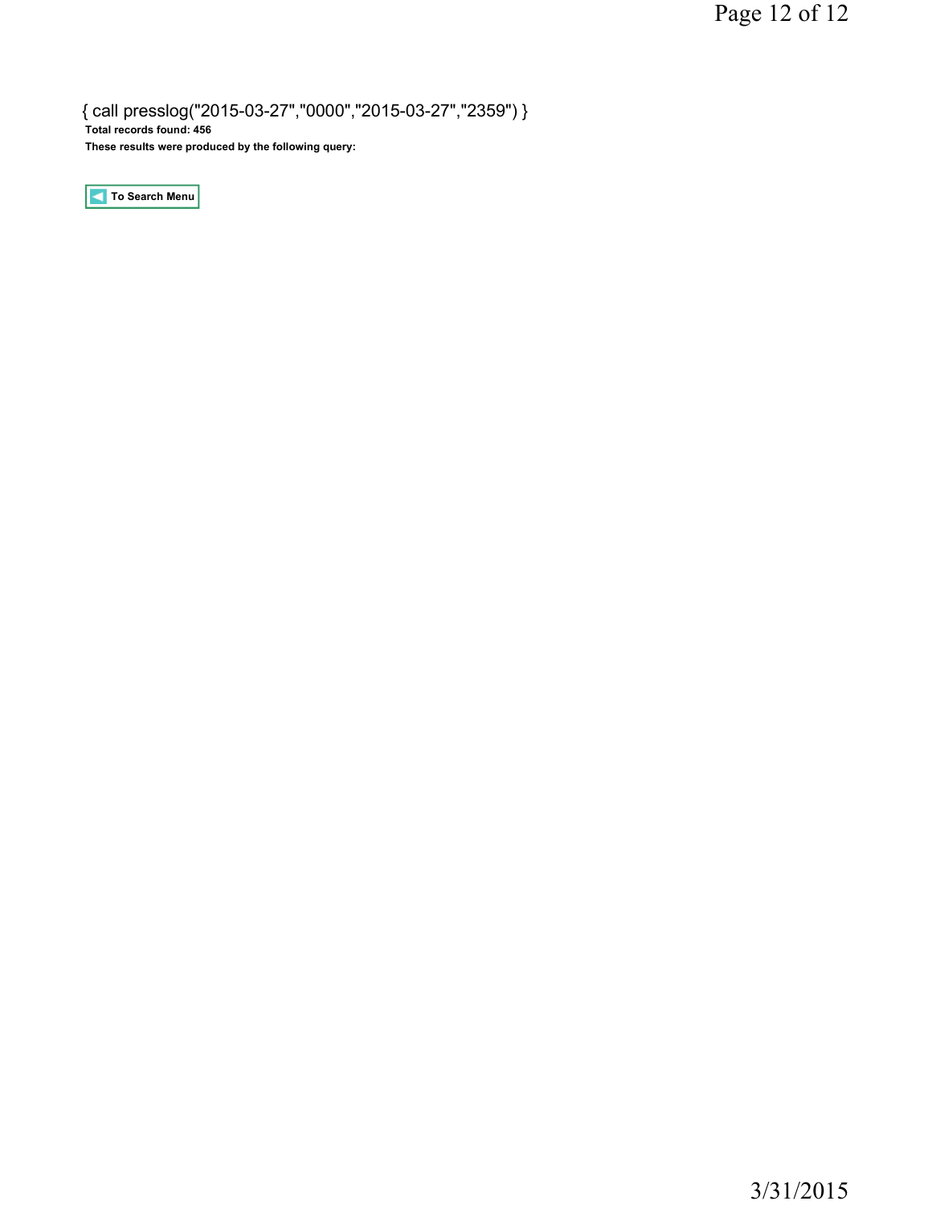```
{ call presslog("2015-03-27","0000","2015-03-27","2359") }
```

**Total records found: 456**

**These results were produced by the following query:**

**To Search Menu**